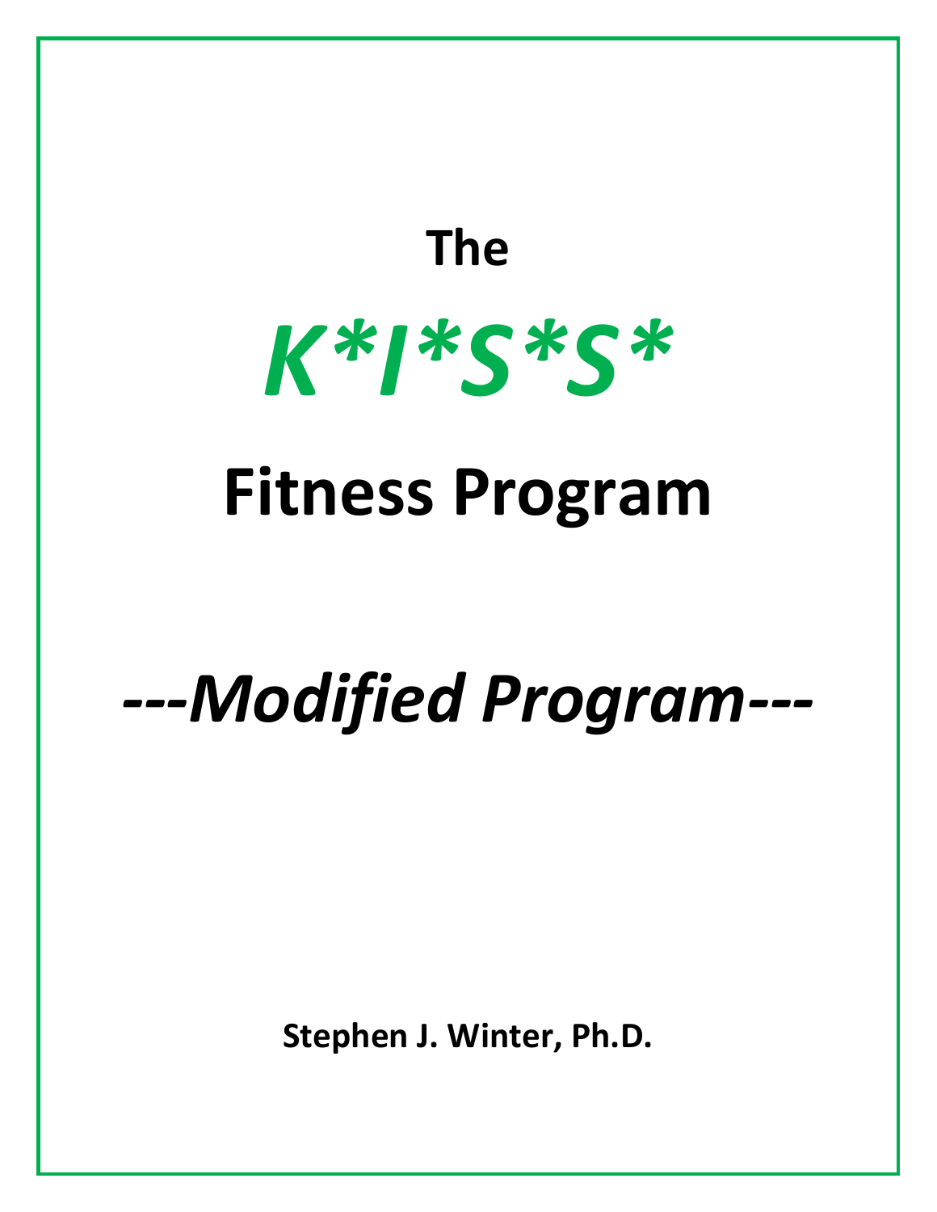# The

# *K*I*S*S**

# Fitness Program

## *---Modified Program---*

**Stephen J. Winter, Ph.D.**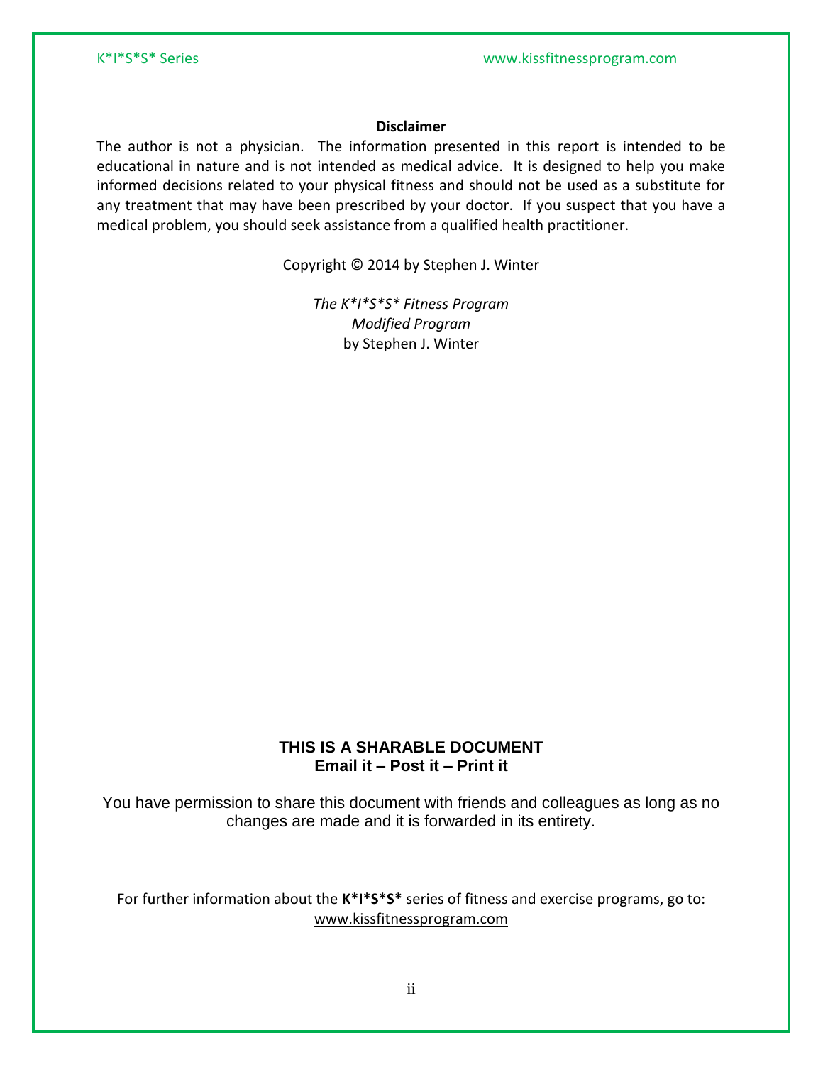**Disclaimer**

The author is not a physician. The information presented in this report is intended to be educational in nature and is not intended as medical advice. It is designed to help you make informed decisions related to your physical fitness and should not be used as a substitute for any treatment that may have been prescribed by your doctor. If you suspect that you have a medical problem, you should seek assistance from a qualified health practitioner.

Copyright © 2014 by Stephen J. Winter

*The K*I*S*S* Fitness Program*
*Modified Program*
by Stephen J. Winter

**THIS IS A SHARABLE DOCUMENT**
**Email it – Post it – Print it**

You have permission to share this document with friends and colleagues as long as no changes are made and it is forwarded in its entirety.

For further information about the **K*I*S*S*** series of fitness and exercise programs, go to: www.kissfitnessprogram.com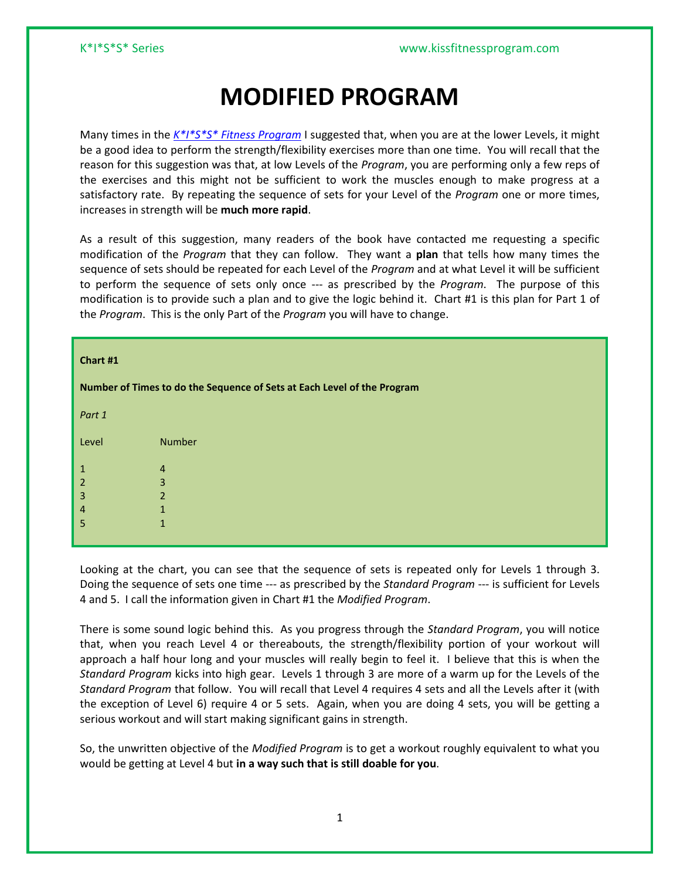# MODIFIED PROGRAM

Many times in the *K*I*S*S* Fitness Program* I suggested that, when you are at the lower Levels, it might be a good idea to perform the strength/flexibility exercises more than one time. You will recall that the reason for this suggestion was that, at low Levels of the *Program*, you are performing only a few reps of the exercises and this might not be sufficient to work the muscles enough to make progress at a satisfactory rate. By repeating the sequence of sets for your Level of the *Program* one or more times, increases in strength will be **much more rapid**.

As a result of this suggestion, many readers of the book have contacted me requesting a specific modification of the *Program* that they can follow. They want a **plan** that tells how many times the sequence of sets should be repeated for each Level of the *Program* and at what Level it will be sufficient to perform the sequence of sets only once --- as prescribed by the *Program*. The purpose of this modification is to provide such a plan and to give the logic behind it. Chart #1 is this plan for Part 1 of the *Program*. This is the only Part of the *Program* you will have to change.

**Chart #1**

**Number of Times to do the Sequence of Sets at Each Level of the Program**

*Part 1*

| Level | Number |
|---|---|
| 1 | 4 |
| 2 | 3 |
| 3 | 2 |
| 4 | 1 |
| 5 | 1 |

Looking at the chart, you can see that the sequence of sets is repeated only for Levels 1 through 3. Doing the sequence of sets one time --- as prescribed by the *Standard Program* --- is sufficient for Levels 4 and 5. I call the information given in Chart #1 the *Modified Program*.

There is some sound logic behind this. As you progress through the *Standard Program*, you will notice that, when you reach Level 4 or thereabouts, the strength/flexibility portion of your workout will approach a half hour long and your muscles will really begin to feel it. I believe that this is when the *Standard Program* kicks into high gear. Levels 1 through 3 are more of a warm up for the Levels of the *Standard Program* that follow. You will recall that Level 4 requires 4 sets and all the Levels after it (with the exception of Level 6) require 4 or 5 sets. Again, when you are doing 4 sets, you will be getting a serious workout and will start making significant gains in strength.

So, the unwritten objective of the *Modified Program* is to get a workout roughly equivalent to what you would be getting at Level 4 but **in a way such that is still doable for you**.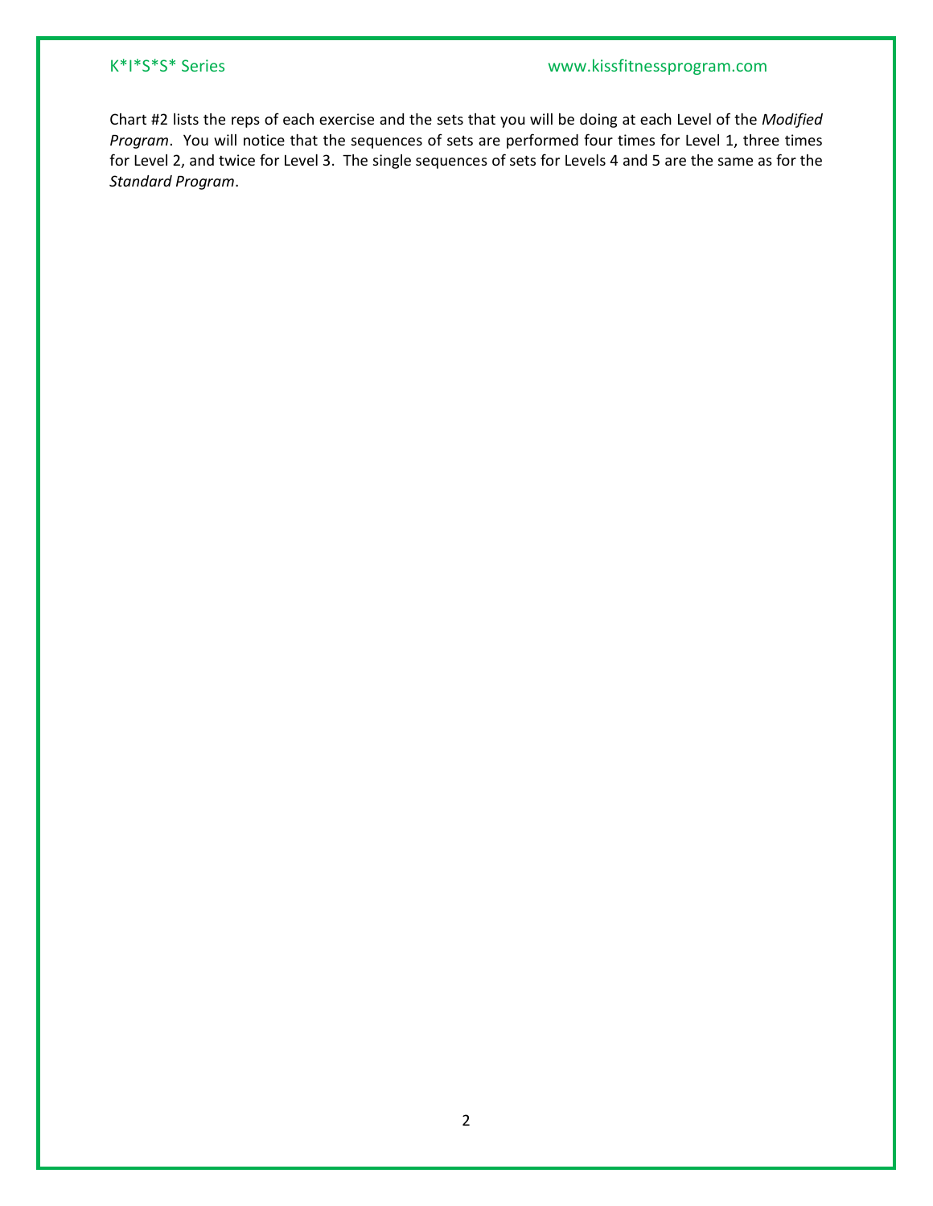Chart #2 lists the reps of each exercise and the sets that you will be doing at each Level of the *Modified Program*. You will notice that the sequences of sets are performed four times for Level 1, three times for Level 2, and twice for Level 3. The single sequences of sets for Levels 4 and 5 are the same as for the *Standard Program*.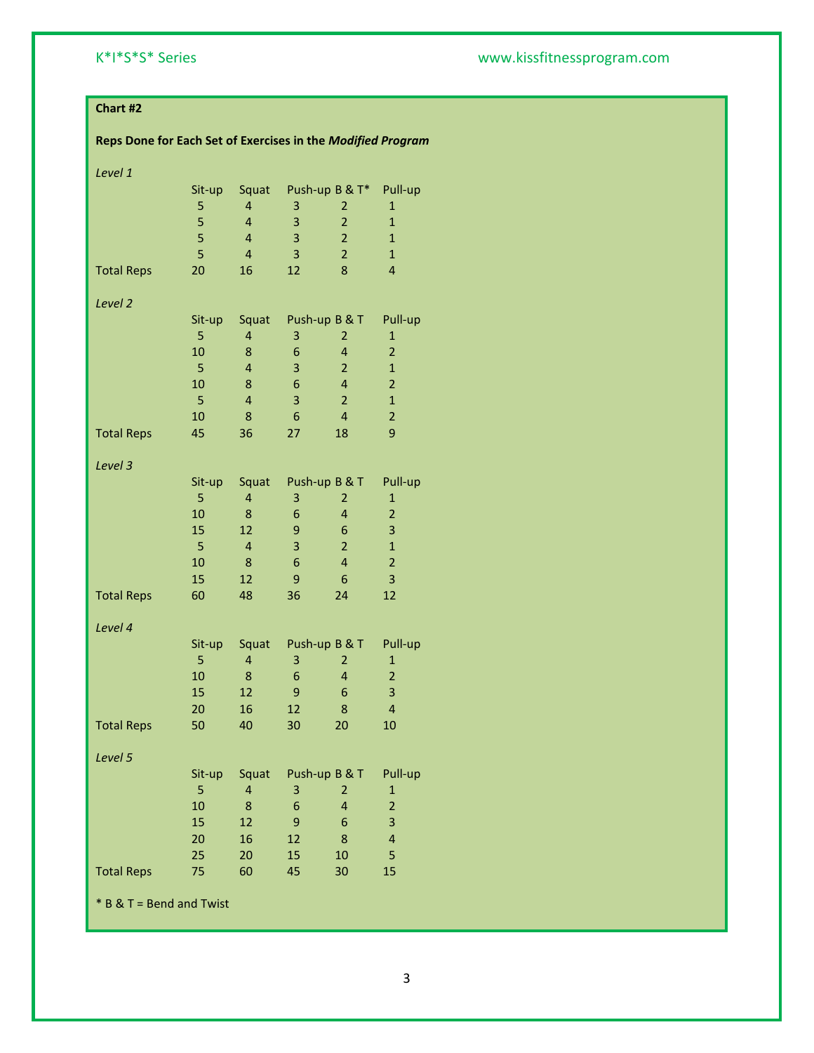**Chart #2**

**Reps Done for Each Set of Exercises in the *Modified Program***

*Level 1*

| | Sit-up | Squat | Push-up | B & T* | Pull-up |
|---|---|---|---|---|---|
| | 5 | 4 | 3 | 2 | 1 |
| | 5 | 4 | 3 | 2 | 1 |
| | 5 | 4 | 3 | 2 | 1 |
| | 5 | 4 | 3 | 2 | 1 |
| Total Reps | 20 | 16 | 12 | 8 | 4 |

*Level 2*

| | Sit-up | Squat | Push-up | B & T | Pull-up |
|---|---|---|---|---|---|
| | 5 | 4 | 3 | 2 | 1 |
| | 10 | 8 | 6 | 4 | 2 |
| | 5 | 4 | 3 | 2 | 1 |
| | 10 | 8 | 6 | 4 | 2 |
| | 5 | 4 | 3 | 2 | 1 |
| | 10 | 8 | 6 | 4 | 2 |
| Total Reps | 45 | 36 | 27 | 18 | 9 |

*Level 3*

| | Sit-up | Squat | Push-up | B & T | Pull-up |
|---|---|---|---|---|---|
| | 5 | 4 | 3 | 2 | 1 |
| | 10 | 8 | 6 | 4 | 2 |
| | 15 | 12 | 9 | 6 | 3 |
| | 5 | 4 | 3 | 2 | 1 |
| | 10 | 8 | 6 | 4 | 2 |
| | 15 | 12 | 9 | 6 | 3 |
| Total Reps | 60 | 48 | 36 | 24 | 12 |

*Level 4*

| | Sit-up | Squat | Push-up | B & T | Pull-up |
|---|---|---|---|---|---|
| | 5 | 4 | 3 | 2 | 1 |
| | 10 | 8 | 6 | 4 | 2 |
| | 15 | 12 | 9 | 6 | 3 |
| | 20 | 16 | 12 | 8 | 4 |
| Total Reps | 50 | 40 | 30 | 20 | 10 |

*Level 5*

| | Sit-up | Squat | Push-up | B & T | Pull-up |
|---|---|---|---|---|---|
| | 5 | 4 | 3 | 2 | 1 |
| | 10 | 8 | 6 | 4 | 2 |
| | 15 | 12 | 9 | 6 | 3 |
| | 20 | 16 | 12 | 8 | 4 |
| | 25 | 20 | 15 | 10 | 5 |
| Total Reps | 75 | 60 | 45 | 30 | 15 |

* B & T = Bend and Twist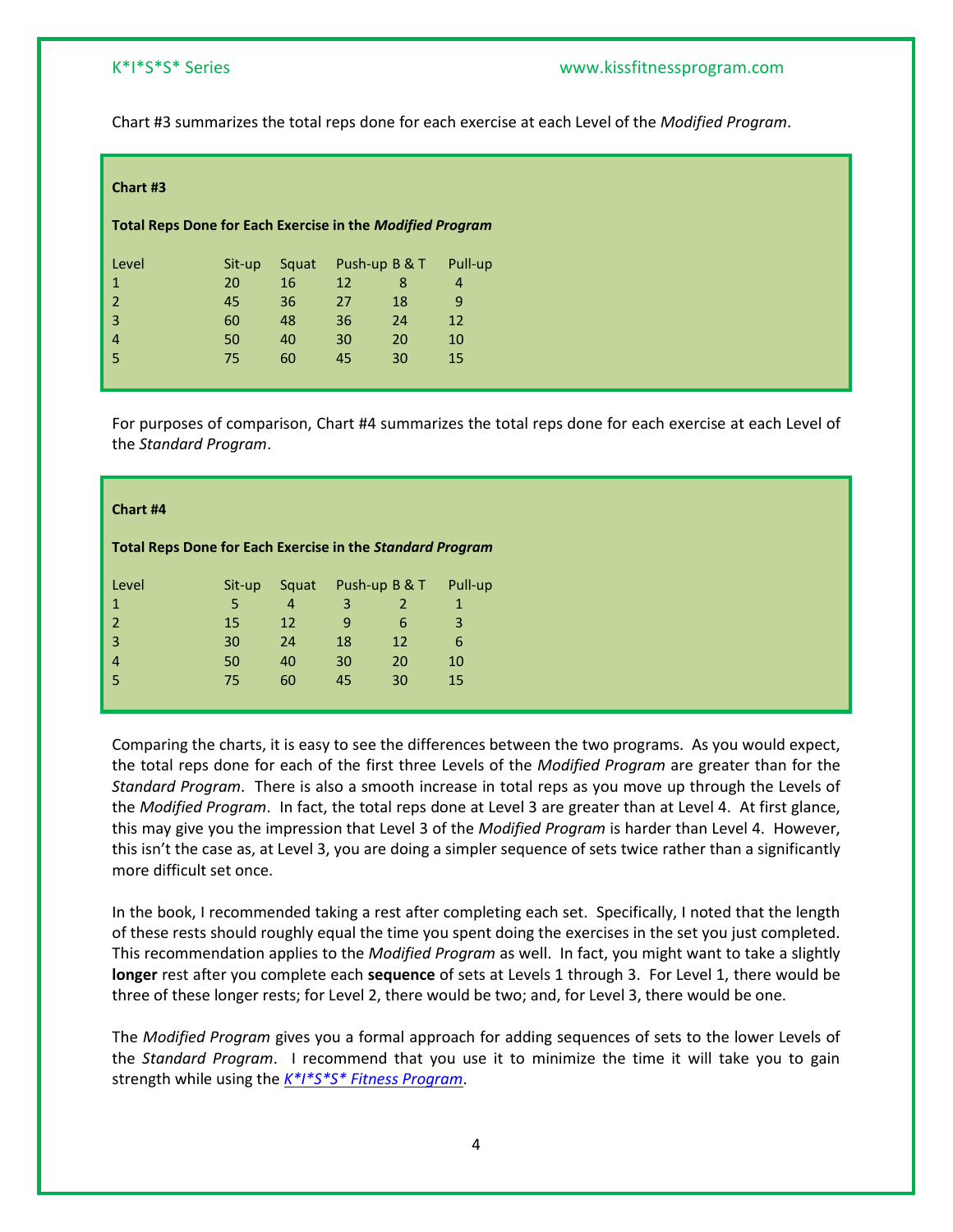Chart #3 summarizes the total reps done for each exercise at each Level of the *Modified Program*.

**Chart #3**

**Total Reps Done for Each Exercise in the *Modified Program***

| Level | Sit-up | Squat | Push-up | B & T | Pull-up |
|---|---|---|---|---|---|
| 1 | 20 | 16 | 12 | 8 | 4 |
| 2 | 45 | 36 | 27 | 18 | 9 |
| 3 | 60 | 48 | 36 | 24 | 12 |
| 4 | 50 | 40 | 30 | 20 | 10 |
| 5 | 75 | 60 | 45 | 30 | 15 |

For purposes of comparison, Chart #4 summarizes the total reps done for each exercise at each Level of the *Standard Program*.

**Chart #4**

**Total Reps Done for Each Exercise in the *Standard Program***

| Level | Sit-up | Squat | Push-up | B & T | Pull-up |
|---|---|---|---|---|---|
| 1 | 5 | 4 | 3 | 2 | 1 |
| 2 | 15 | 12 | 9 | 6 | 3 |
| 3 | 30 | 24 | 18 | 12 | 6 |
| 4 | 50 | 40 | 30 | 20 | 10 |
| 5 | 75 | 60 | 45 | 30 | 15 |

Comparing the charts, it is easy to see the differences between the two programs. As you would expect, the total reps done for each of the first three Levels of the *Modified Program* are greater than for the *Standard Program*. There is also a smooth increase in total reps as you move up through the Levels of the *Modified Program*. In fact, the total reps done at Level 3 are greater than at Level 4. At first glance, this may give you the impression that Level 3 of the *Modified Program* is harder than Level 4. However, this isn't the case as, at Level 3, you are doing a simpler sequence of sets twice rather than a significantly more difficult set once.

In the book, I recommended taking a rest after completing each set. Specifically, I noted that the length of these rests should roughly equal the time you spent doing the exercises in the set you just completed. This recommendation applies to the *Modified Program* as well. In fact, you might want to take a slightly **longer** rest after you complete each **sequence** of sets at Levels 1 through 3. For Level 1, there would be three of these longer rests; for Level 2, there would be two; and, for Level 3, there would be one.

The *Modified Program* gives you a formal approach for adding sequences of sets to the lower Levels of the *Standard Program*. I recommend that you use it to minimize the time it will take you to gain strength while using the *K*I*S*S* Fitness Program*.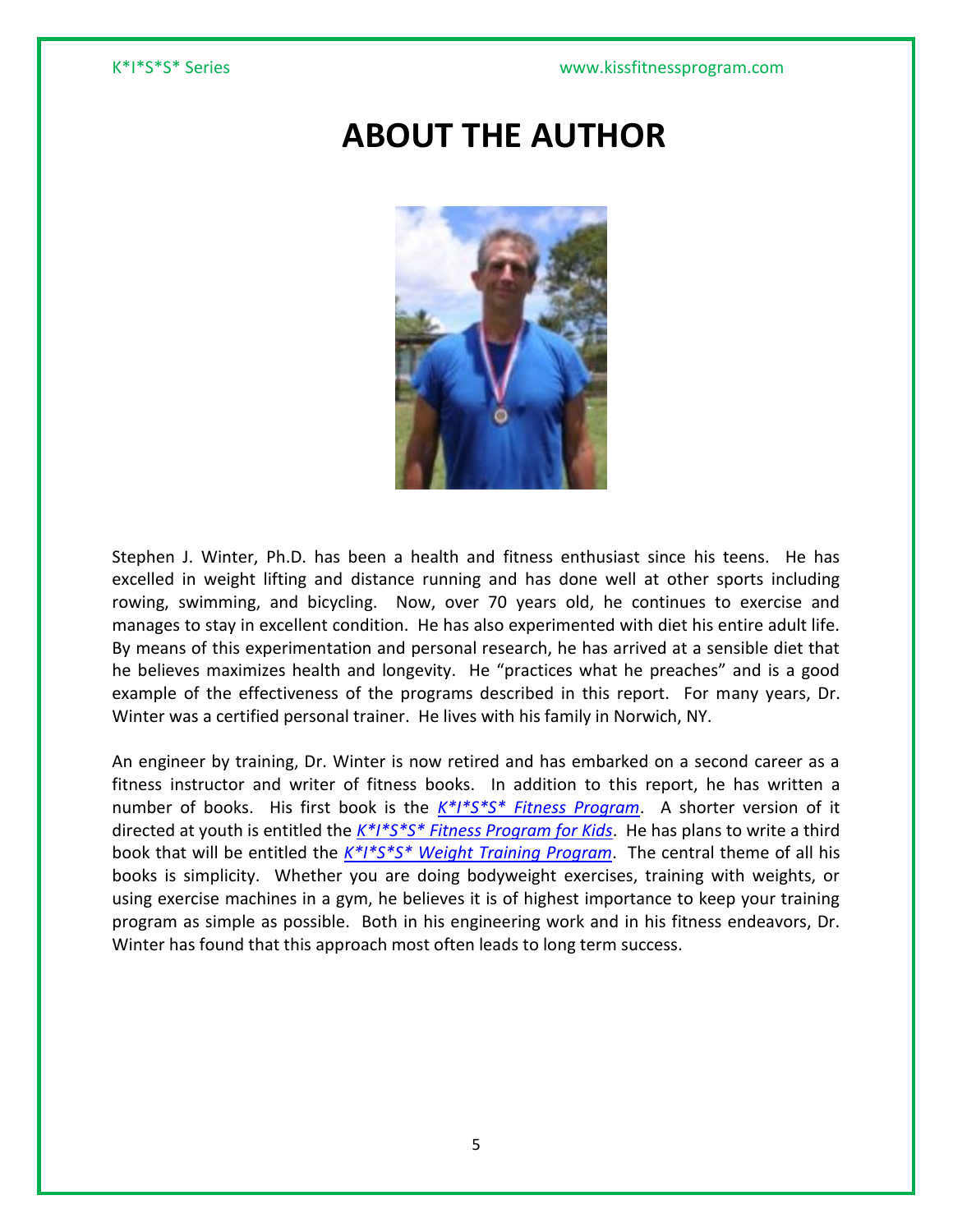# ABOUT THE AUTHOR

Stephen J. Winter, Ph.D. has been a health and fitness enthusiast since his teens. He has excelled in weight lifting and distance running and has done well at other sports including rowing, swimming, and bicycling. Now, over 70 years old, he continues to exercise and manages to stay in excellent condition. He has also experimented with diet his entire adult life. By means of this experimentation and personal research, he has arrived at a sensible diet that he believes maximizes health and longevity. He "practices what he preaches" and is a good example of the effectiveness of the programs described in this report. For many years, Dr. Winter was a certified personal trainer. He lives with his family in Norwich, NY.

An engineer by training, Dr. Winter is now retired and has embarked on a second career as a fitness instructor and writer of fitness books. In addition to this report, he has written a number of books. His first book is the *K*I*S*S* Fitness Program*. A shorter version of it directed at youth is entitled the *K*I*S*S* Fitness Program for Kids*. He has plans to write a third book that will be entitled the *K*I*S*S* Weight Training Program*. The central theme of all his books is simplicity. Whether you are doing bodyweight exercises, training with weights, or using exercise machines in a gym, he believes it is of highest importance to keep your training program as simple as possible. Both in his engineering work and in his fitness endeavors, Dr. Winter has found that this approach most often leads to long term success.